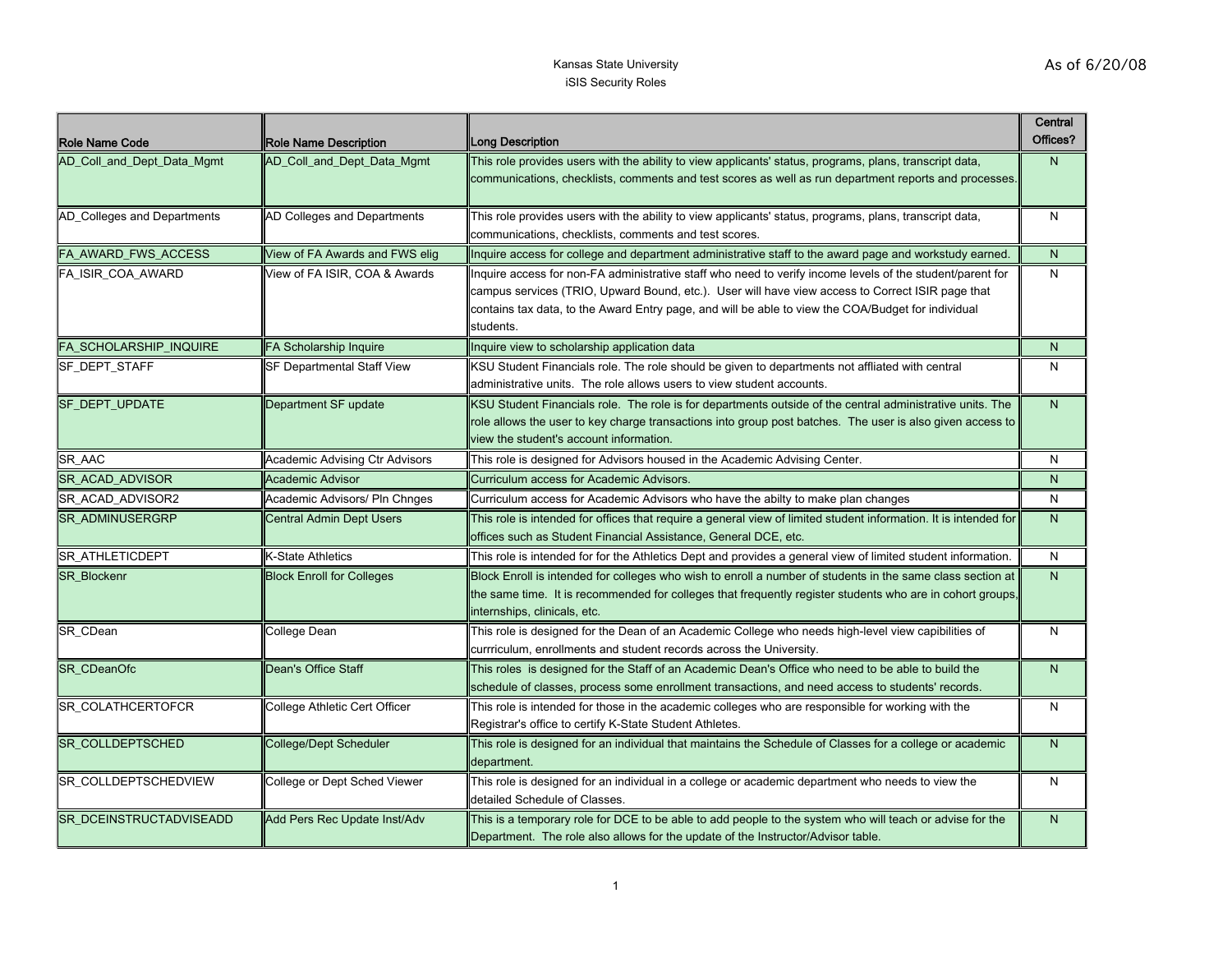Kansas State University

iSIS Security Roles

As of 6/20/08

| Role Name Code | Role Name Description | Long Description | Central Offices? |
| --- | --- | --- | --- |
| AD_Coll_and_Dept_Data_Mgmt | AD_Coll_and_Dept_Data_Mgmt | This role provides users with the ability to view applicants' status, programs, plans, transcript data, communications, checklists, comments and test scores as well as run department reports and processes. | N |
| AD_Colleges and Departments | AD Colleges and Departments | This role provides users with the ability to view applicants' status, programs, plans, transcript data, communications, checklists, comments and test scores. | N |
| FA_AWARD_FWS_ACCESS | View of FA Awards and FWS elig | Inquire access for college and department administrative staff to the award page and workstudy earned. | N |
| FA_ISIR_COA_AWARD | View of FA ISIR, COA & Awards | Inquire access for non-FA administrative staff who need to verify income levels of the student/parent for campus services (TRIO, Upward Bound, etc.). User will have view access to Correct ISIR page that contains tax data, to the Award Entry page, and will be able to view the COA/Budget for individual students. | N |
| FA_SCHOLARSHIP_INQUIRE | FA Scholarship Inquire | Inquire view to scholarship application data | N |
| SF_DEPT_STAFF | SF Departmental Staff View | KSU Student Financials role. The role should be given to departments not affliated with central administrative units. The role allows users to view student accounts. | N |
| SF_DEPT_UPDATE | Department SF update | KSU Student Financials role. The role is for departments outside of the central administrative units. The role allows the user to key charge transactions into group post batches. The user is also given access to view the student's account information. | N |
| SR_AAC | Academic Advising Ctr Advisors | This role is designed for Advisors housed in the Academic Advising Center. | N |
| SR_ACAD_ADVISOR | Academic Advisor | Curriculum access for Academic Advisors. | N |
| SR_ACAD_ADVISOR2 | Academic Advisors/ Pln Chnges | Curriculum access for Academic Advisors who have the abilty to make plan changes | N |
| SR_ADMINUSERGRP | Central Admin Dept Users | This role is intended for offices that require a general view of limited student information. It is intended for offices such as Student Financial Assistance, General DCE, etc. | N |
| SR_ATHLETICDEPT | K-State Athletics | This role is intended for for the Athletics Dept and provides a general view of limited student information. | N |
| SR_Blockenr | Block Enroll for Colleges | Block Enroll is intended for colleges who wish to enroll a number of students in the same class section at the same time. It is recommended for colleges that frequently register students who are in cohort groups, internships, clinicals, etc. | N |
| SR_CDean | College Dean | This role is designed for the Dean of an Academic College who needs high-level view capibilities of currriculum, enrollments and student records across the University. | N |
| SR_CDeanOfc | Dean's Office Staff | This roles is designed for the Staff of an Academic Dean's Office who need to be able to build the schedule of classes, process some enrollment transactions, and need access to students' records. | N |
| SR_COLATHCERTOFCR | College Athletic Cert Officer | This role is intended for those in the academic colleges who are responsible for working with the Registrar's office to certify K-State Student Athletes. | N |
| SR_COLLDEPTSCHED | College/Dept Scheduler | This role is designed for an individual that maintains the Schedule of Classes for a college or academic department. | N |
| SR_COLLDEPTSCHEDVIEW | College or Dept Sched Viewer | This role is designed for an individual in a college or academic department who needs to view the detailed Schedule of Classes. | N |
| SR_DCEINSTRUCTADVISEADD | Add Pers Rec Update Inst/Adv | This is a temporary role for DCE to be able to add people to the system who will teach or advise for the Department. The role also allows for the update of the Instructor/Advisor table. | N |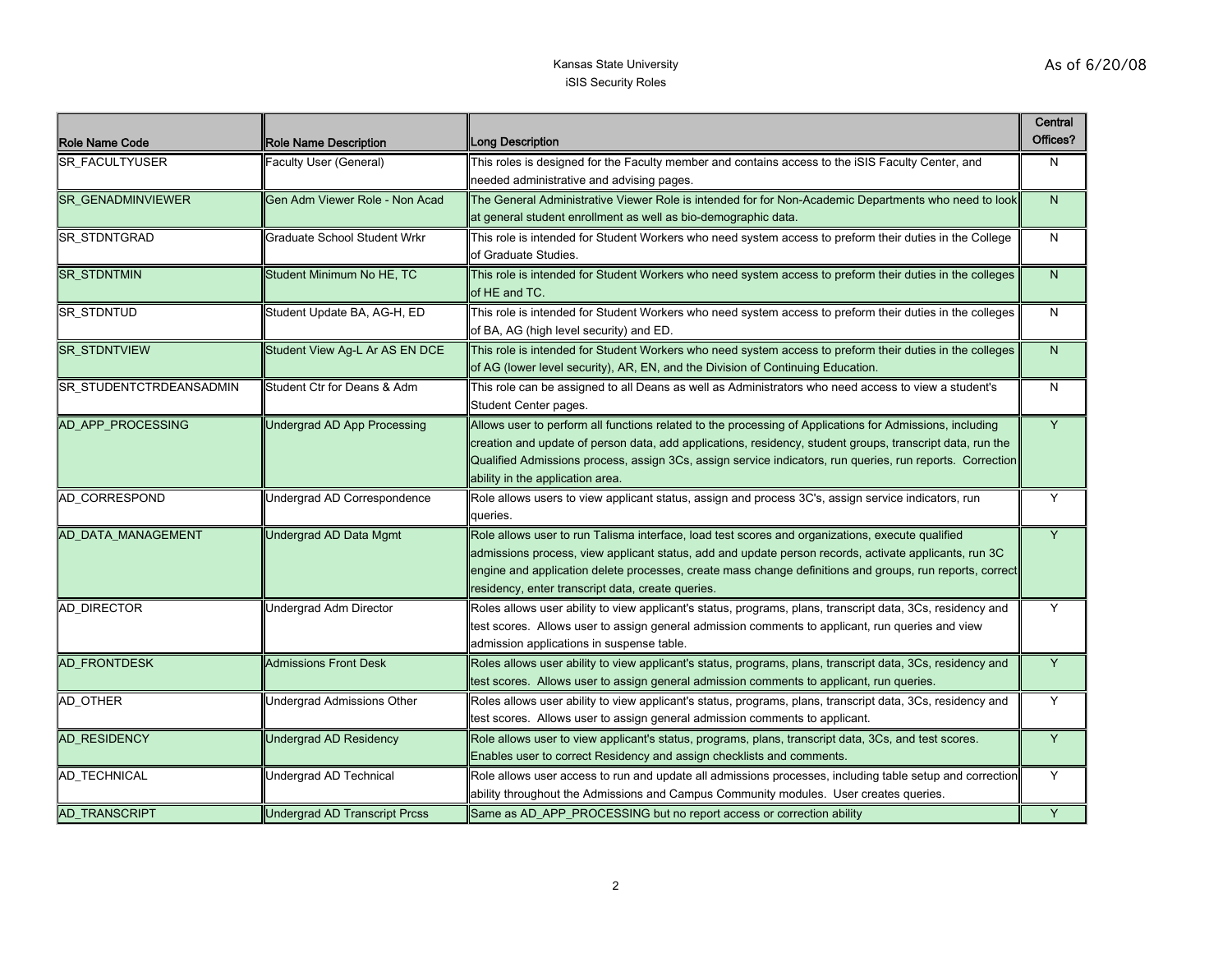Kansas State University
iSIS Security Roles

As of 6/20/08

| Role Name Code | Role Name Description | Long Description | Central Offices? |
| --- | --- | --- | --- |
| SR_FACULTYUSER | Faculty User (General) | This roles is designed for the Faculty member and contains access to the iSIS Faculty Center, and needed administrative and advising pages. | N |
| SR_GENADMINVIEWER | Gen Adm Viewer Role - Non Acad | The General Administrative Viewer Role is intended for for Non-Academic Departments who need to look at general student enrollment as well as bio-demographic data. | N |
| SR_STDNTGRAD | Graduate School Student Wrkr | This role is intended for Student Workers who need system access to preform their duties in the College of Graduate Studies. | N |
| SR_STDNTMIN | Student Minimum No HE, TC | This role is intended for Student Workers who need system access to preform their duties in the colleges of HE and TC. | N |
| SR_STDNTUD | Student Update BA, AG-H, ED | This role is intended for Student Workers who need system access to preform their duties in the colleges of BA, AG (high level security) and ED. | N |
| SR_STDNTVIEW | Student View Ag-L Ar AS EN DCE | This role is intended for Student Workers who need system access to preform their duties in the colleges of AG (lower level security), AR, EN, and the Division of Continuing Education. | N |
| SR_STUDENTCTRDEANSADMIN | Student Ctr for Deans & Adm | This role can be assigned to all Deans as well as Administrators who need access to view a student's Student Center pages. | N |
| AD_APP_PROCESSING | Undergrad AD App Processing | Allows user to perform all functions related to the processing of Applications for Admissions, including creation and update of person data, add applications, residency, student groups, transcript data, run the Qualified Admissions process, assign 3Cs, assign service indicators, run queries, run reports. Correction ability in the application area. | Y |
| AD_CORRESPOND | Undergrad AD Correspondence | Role allows users to view applicant status, assign and process 3C's, assign service indicators, run queries. | Y |
| AD_DATA_MANAGEMENT | Undergrad AD Data Mgmt | Role allows user to run Talisma interface, load test scores and organizations, execute qualified admissions process, view applicant status, add and update person records, activate applicants, run 3C engine and application delete processes, create mass change definitions and groups, run reports, correct residency, enter transcript data, create queries. | Y |
| AD_DIRECTOR | Undergrad Adm Director | Roles allows user ability to view applicant's status, programs, plans, transcript data, 3Cs, residency and test scores. Allows user to assign general admission comments to applicant, run queries and view admission applications in suspense table. | Y |
| AD_FRONTDESK | Admissions Front Desk | Roles allows user ability to view applicant's status, programs, plans, transcript data, 3Cs, residency and test scores. Allows user to assign general admission comments to applicant, run queries. | Y |
| AD_OTHER | Undergrad Admissions Other | Roles allows user ability to view applicant's status, programs, plans, transcript data, 3Cs, residency and test scores. Allows user to assign general admission comments to applicant. | Y |
| AD_RESIDENCY | Undergrad AD Residency | Role allows user to view applicant's status, programs, plans, transcript data, 3Cs, and test scores. Enables user to correct Residency and assign checklists and comments. | Y |
| AD_TECHNICAL | Undergrad AD Technical | Role allows user access to run and update all admissions processes, including table setup and correction ability throughout the Admissions and Campus Community modules. User creates queries. | Y |
| AD_TRANSCRIPT | Undergrad AD Transcript Prcss | Same as AD_APP_PROCESSING but no report access or correction ability | Y |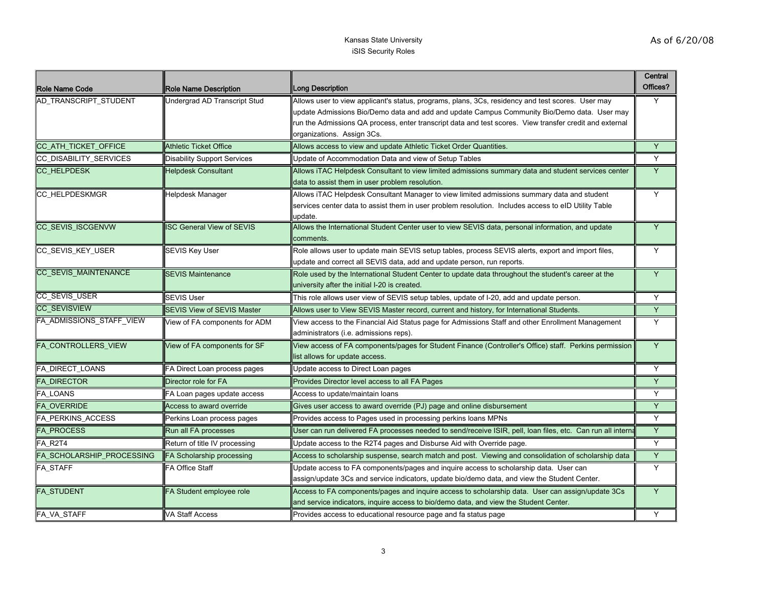Kansas State University
iSIS Security Roles

As of 6/20/08

| Role Name Code | Role Name Description | Long Description | Central Offices? |
| --- | --- | --- | --- |
| AD_TRANSCRIPT_STUDENT | Undergrad AD Transcript Stud | Allows user to view applicant's status, programs, plans, 3Cs, residency and test scores. User may update Admissions Bio/Demo data and add and update Campus Community Bio/Demo data. User may run the Admissions QA process, enter transcript data and test scores. View transfer credit and external organizations. Assign 3Cs. | Y |
| CC_ATH_TICKET_OFFICE | Athletic Ticket Office | Allows access to view and update Athletic Ticket Order Quantities. | Y |
| CC_DISABILITY_SERVICES | Disability Support Services | Update of Accommodation Data and view of Setup Tables | Y |
| CC_HELPDESK | Helpdesk Consultant | Allows iTAC Helpdesk Consultant to view limited admissions summary data and student services center data to assist them in user problem resolution. | Y |
| CC_HELPDESKMGR | Helpdesk Manager | Allows iTAC Helpdesk Consultant Manager to view limited admissions summary data and student services center data to assist them in user problem resolution. Includes access to eID Utility Table update. | Y |
| CC_SEVIS_ISCGENVW | ISC General View of SEVIS | Allows the International Student Center user to view SEVIS data, personal information, and update comments. | Y |
| CC_SEVIS_KEY_USER | SEVIS Key User | Role allows user to update main SEVIS setup tables, process SEVIS alerts, export and import files, update and correct all SEVIS data, add and update person, run reports. | Y |
| CC_SEVIS_MAINTENANCE | SEVIS Maintenance | Role used by the International Student Center to update data throughout the student's career at the university after the initial I-20 is created. | Y |
| CC_SEVIS_USER | SEVIS User | This role allows user view of SEVIS setup tables, update of I-20, add and update person. | Y |
| CC_SEVISVIEW | SEVIS View of SEVIS Master | Allows user to View SEVIS Master record, current and history, for International Students. | Y |
| FA_ADMISSIONS_STAFF_VIEW | View of FA components for ADM | View access to the Financial Aid Status page for Admissions Staff and other Enrollment Management administrators (i.e. admissions reps). | Y |
| FA_CONTROLLERS_VIEW | View of FA components for SF | View access of FA components/pages for Student Finance (Controller's Office) staff. Perkins permission list allows for update access. | Y |
| FA_DIRECT_LOANS | FA Direct Loan process pages | Update access to Direct Loan pages | Y |
| FA_DIRECTOR | Director role for FA | Provides Director level access to all FA Pages | Y |
| FA_LOANS | FA Loan pages update access | Access to update/maintain loans | Y |
| FA_OVERRIDE | Access to award override | Gives user access to award override (PJ) page and online disbursement | Y |
| FA_PERKINS_ACCESS | Perkins Loan process pages | Provides access to Pages used in processing perkins loans MPNs | Y |
| FA_PROCESS | Run all FA processes | User can run delivered FA processes needed to send/receive ISIR, pell, loan files, etc. Can run all interna | Y |
| FA_R2T4 | Return of title IV processing | Update access to the R2T4 pages and Disburse Aid with Override page. | Y |
| FA_SCHOLARSHIP_PROCESSING | FA Scholarship processing | Access to scholarship suspense, search match and post. Viewing and consolidation of scholarship data | Y |
| FA_STAFF | FA Office Staff | Update access to FA components/pages and inquire access to scholarship data. User can assign/update 3Cs and service indicators, update bio/demo data, and view the Student Center. | Y |
| FA_STUDENT | FA Student employee role | Access to FA components/pages and inquire access to scholarship data. User can assign/update 3Cs and service indicators, inquire access to bio/demo data, and view the Student Center. | Y |
| FA_VA_STAFF | VA Staff Access | Provides access to educational resource page and fa status page | Y |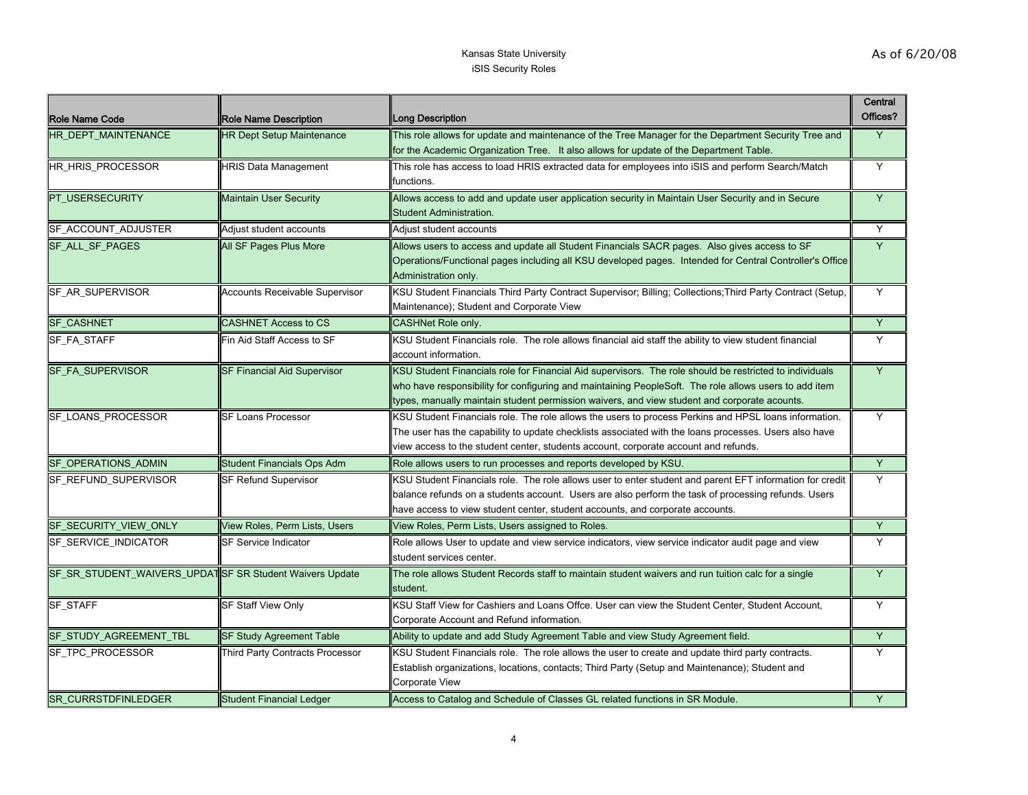Kansas State University
iSIS Security Roles

As of 6/20/08

| Role Name Code | Role Name Description | Long Description | Central Offices? |
|---|---|---|---|
| HR_DEPT_MAINTENANCE | HR Dept Setup Maintenance | This role allows for update and maintenance of the Tree Manager for the Department Security Tree and for the Academic Organization Tree. It also allows for update of the Department Table. | Y |
| HR_HRIS_PROCESSOR | HRIS Data Management | This role has access to load HRIS extracted data for employees into iSIS and perform Search/Match functions. | Y |
| PT_USERSECURITY | Maintain User Security | Allows access to add and update user application security in Maintain User Security and in Secure Student Administration. | Y |
| SF_ACCOUNT_ADJUSTER | Adjust student accounts | Adjust student accounts | Y |
| SF_ALL_SF_PAGES | All SF Pages Plus More | Allows users to access and update all Student Financials SACR pages. Also gives access to SF Operations/Functional pages including all KSU developed pages. Intended for Central Controller's Office Administration only. | Y |
| SF_AR_SUPERVISOR | Accounts Receivable Supervisor | KSU Student Financials Third Party Contract Supervisor; Billing; Collections;Third Party Contract (Setup, Maintenance); Student and Corporate View | Y |
| SF_CASHNET | CASHNET Access to CS | CASHNet Role only. | Y |
| SF_FA_STAFF | Fin Aid Staff Access to SF | KSU Student Financials role. The role allows financial aid staff the ability to view student financial account information. | Y |
| SF_FA_SUPERVISOR | SF Financial Aid Supervisor | KSU Student Financials role for Financial Aid supervisors. The role should be restricted to individuals who have responsibility for configuring and maintaining PeopleSoft. The role allows users to add item types, manually maintain student permission waivers, and view student and corporate acounts. | Y |
| SF_LOANS_PROCESSOR | SF Loans Processor | KSU Student Financials role. The role allows the users to process Perkins and HPSL loans information. The user has the capability to update checklists associated with the loans processes. Users also have view access to the student center, students account, corporate account and refunds. | Y |
| SF_OPERATIONS_ADMIN | Student Financials Ops Adm | Role allows users to run processes and reports developed by KSU. | Y |
| SF_REFUND_SUPERVISOR | SF Refund Supervisor | KSU Student Financials role. The role allows user to enter student and parent EFT information for credit balance refunds on a students account. Users are also perform the task of processing refunds. Users have access to view student center, student accounts, and corporate accounts. | Y |
| SF_SECURITY_VIEW_ONLY | View Roles, Perm Lists, Users | View Roles, Perm Lists, Users assigned to Roles. | Y |
| SF_SERVICE_INDICATOR | SF Service Indicator | Role allows User to update and view service indicators, view service indicator audit page and view student services center. | Y |
| SF_SR_STUDENT_WAIVERS_UPDAT | SF SR Student Waivers Update | The role allows Student Records staff to maintain student waivers and run tuition calc for a single student. | Y |
| SF_STAFF | SF Staff View Only | KSU Staff View for Cashiers and Loans Offce. User can view the Student Center, Student Account, Corporate Account and Refund information. | Y |
| SF_STUDY_AGREEMENT_TBL | SF Study Agreement Table | Ability to update and add Study Agreement Table and view Study Agreement field. | Y |
| SF_TPC_PROCESSOR | Third Party Contracts Processor | KSU Student Financials role. The role allows the user to create and update third party contracts. Establish organizations, locations, contacts; Third Party (Setup and Maintenance); Student and Corporate View | Y |
| SR_CURRSTDFINLEDGER | Student Financial Ledger | Access to Catalog and Schedule of Classes GL related functions in SR Module. | Y |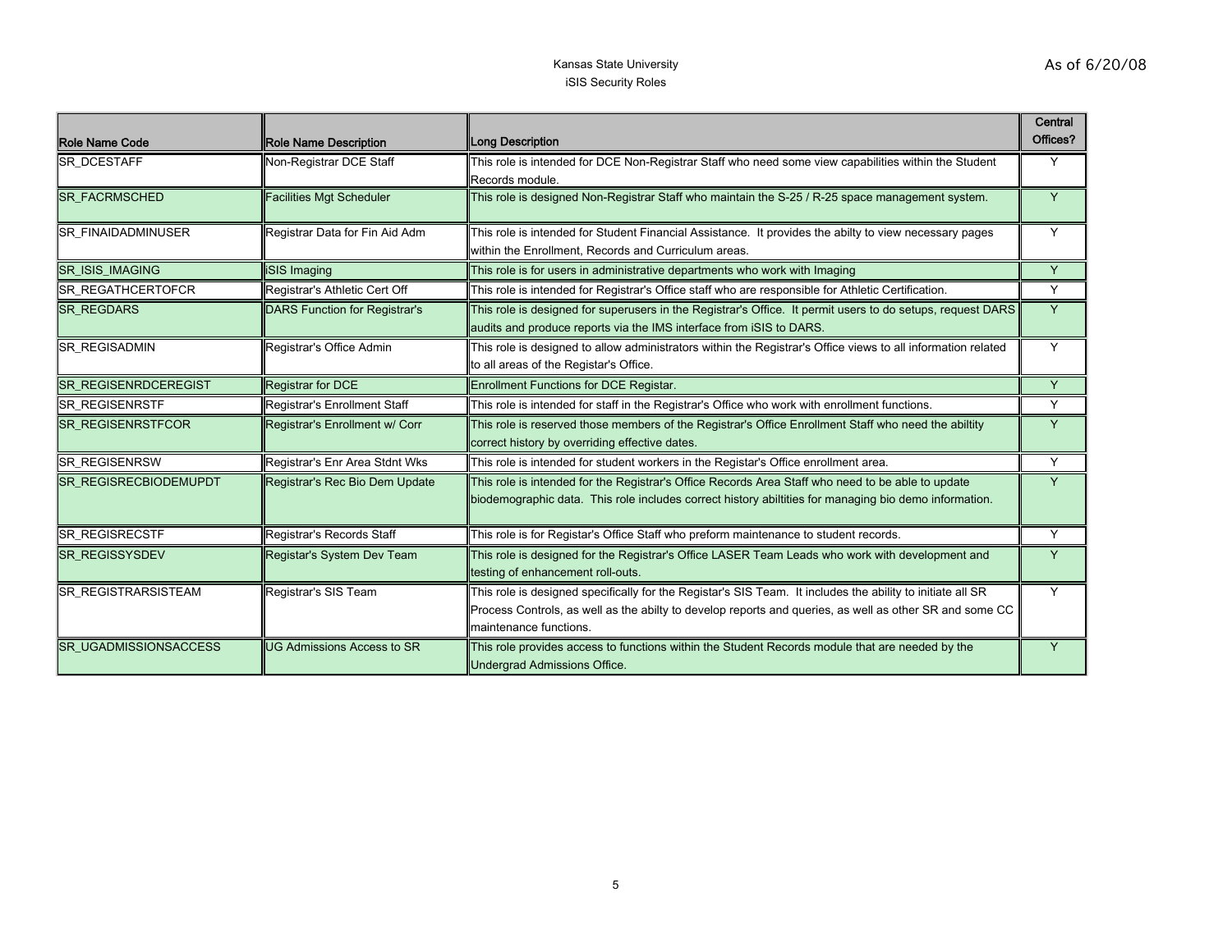Kansas State University
iSIS Security Roles

As of 6/20/08

| Role Name Code | Role Name Description | Long Description | Central Offices? |
|---|---|---|---|
| SR_DCESTAFF | Non-Registrar DCE Staff | This role is intended for DCE Non-Registrar Staff who need some view capabilities within the Student Records module. | Y |
| SR_FACRMSCHED | Facilities Mgt Scheduler | This role is designed Non-Registrar Staff who maintain the S-25 / R-25 space management system. | Y |
| SR_FINAIDADMINUSER | Registrar Data for Fin Aid Adm | This role is intended for Student Financial Assistance. It provides the abilty to view necessary pages within the Enrollment, Records and Curriculum areas. | Y |
| SR_ISIS_IMAGING | iSIS Imaging | This role is for users in administrative departments who work with Imaging | Y |
| SR_REGATHCERTOFCR | Registrar's Athletic Cert Off | This role is intended for Registrar's Office staff who are responsible for Athletic Certification. | Y |
| SR_REGDARS | DARS Function for Registrar's | This role is designed for superusers in the Registrar's Office. It permit users to do setups, request DARS audits and produce reports via the IMS interface from iSIS to DARS. | Y |
| SR_REGISADMIN | Registrar's Office Admin | This role is designed to allow administrators within the Registrar's Office views to all information related to all areas of the Registar's Office. | Y |
| SR_REGISENRDCEREGIST | Registrar for DCE | Enrollment Functions for DCE Registar. | Y |
| SR_REGISENRSTF | Registrar's Enrollment Staff | This role is intended for staff in the Registrar's Office who work with enrollment functions. | Y |
| SR_REGISENRSTFCOR | Registrar's Enrollment w/ Corr | This role is reserved those members of the Registrar's Office Enrollment Staff who need the abiltity correct history by overriding effective dates. | Y |
| SR_REGISENRSW | Registrar's Enr Area Stdnt Wks | This role is intended for student workers in the Registar's Office enrollment area. | Y |
| SR_REGISRECBIODEMUPDT | Registrar's Rec Bio Dem Update | This role is intended for the Registrar's Office Records Area Staff who need to be able to update biodemographic data. This role includes correct history abiltities for managing bio demo information. | Y |
| SR_REGISRECSTF | Registrar's Records Staff | This role is for Registar's Office Staff who preform maintenance to student records. | Y |
| SR_REGISSYSDEV | Registar's System Dev Team | This role is designed for the Registrar's Office LASER Team Leads who work with development and testing of enhancement roll-outs. | Y |
| SR_REGISTRARSISTEAM | Registrar's SIS Team | This role is designed specifically for the Registar's SIS Team. It includes the ability to initiate all SR Process Controls, as well as the abilty to develop reports and queries, as well as other SR and some CC maintenance functions. | Y |
| SR_UGADMISSIONSACCESS | UG Admissions Access to SR | This role provides access to functions within the Student Records module that are needed by the Undergrad Admissions Office. | Y |